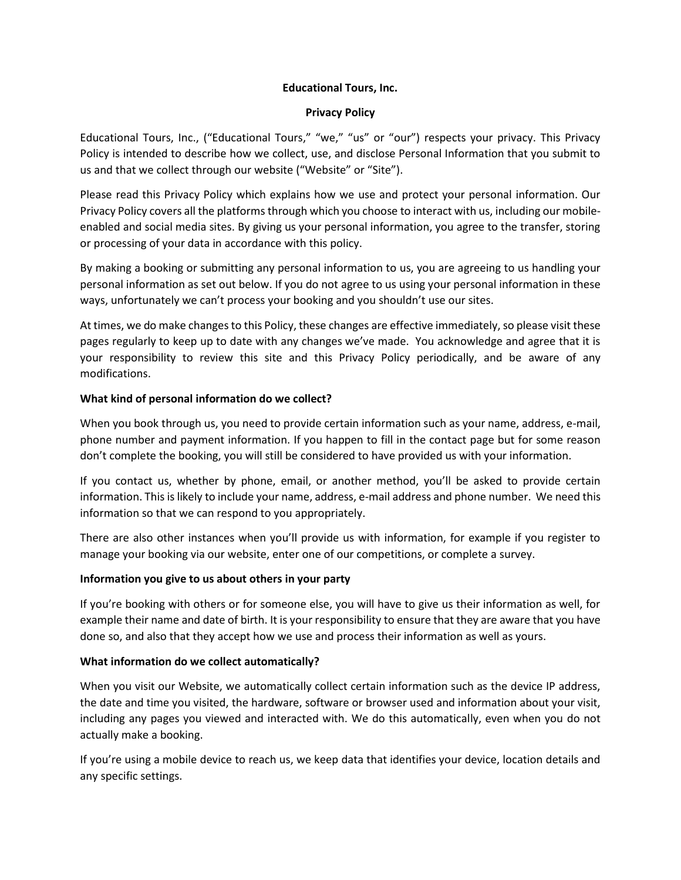# Educational Tours, Inc.

## Privacy Policy

Educational Tours, Inc., ("Educational Tours," "we," "us" or "our") respects your privacy. This Privacy Policy is intended to describe how we collect, use, and disclose Personal Information that you submit to us and that we collect through our website ("Website" or "Site").

Please read this Privacy Policy which explains how we use and protect your personal information. Our Privacy Policy covers all the platforms through which you choose to interact with us, including our mobile-enabled and social media sites. By giving us your personal information, you agree to the transfer, storing or processing of your data in accordance with this policy.

By making a booking or submitting any personal information to us, you are agreeing to us handling your personal information as set out below. If you do not agree to us using your personal information in these ways, unfortunately we can't process your booking and you shouldn't use our sites.

At times, we do make changes to this Policy, these changes are effective immediately, so please visit these pages regularly to keep up to date with any changes we've made. You acknowledge and agree that it is your responsibility to review this site and this Privacy Policy periodically, and be aware of any modifications.

### What kind of personal information do we collect?

When you book through us, you need to provide certain information such as your name, address, e-mail, phone number and payment information. If you happen to fill in the contact page but for some reason don't complete the booking, you will still be considered to have provided us with your information.

If you contact us, whether by phone, email, or another method, you'll be asked to provide certain information. This is likely to include your name, address, e-mail address and phone number. We need this information so that we can respond to you appropriately.

There are also other instances when you'll provide us with information, for example if you register to manage your booking via our website, enter one of our competitions, or complete a survey.

### Information you give to us about others in your party

If you're booking with others or for someone else, you will have to give us their information as well, for example their name and date of birth. It is your responsibility to ensure that they are aware that you have done so, and also that they accept how we use and process their information as well as yours.

### What information do we collect automatically?

When you visit our Website, we automatically collect certain information such as the device IP address, the date and time you visited, the hardware, software or browser used and information about your visit, including any pages you viewed and interacted with. We do this automatically, even when you do not actually make a booking.

If you're using a mobile device to reach us, we keep data that identifies your device, location details and any specific settings.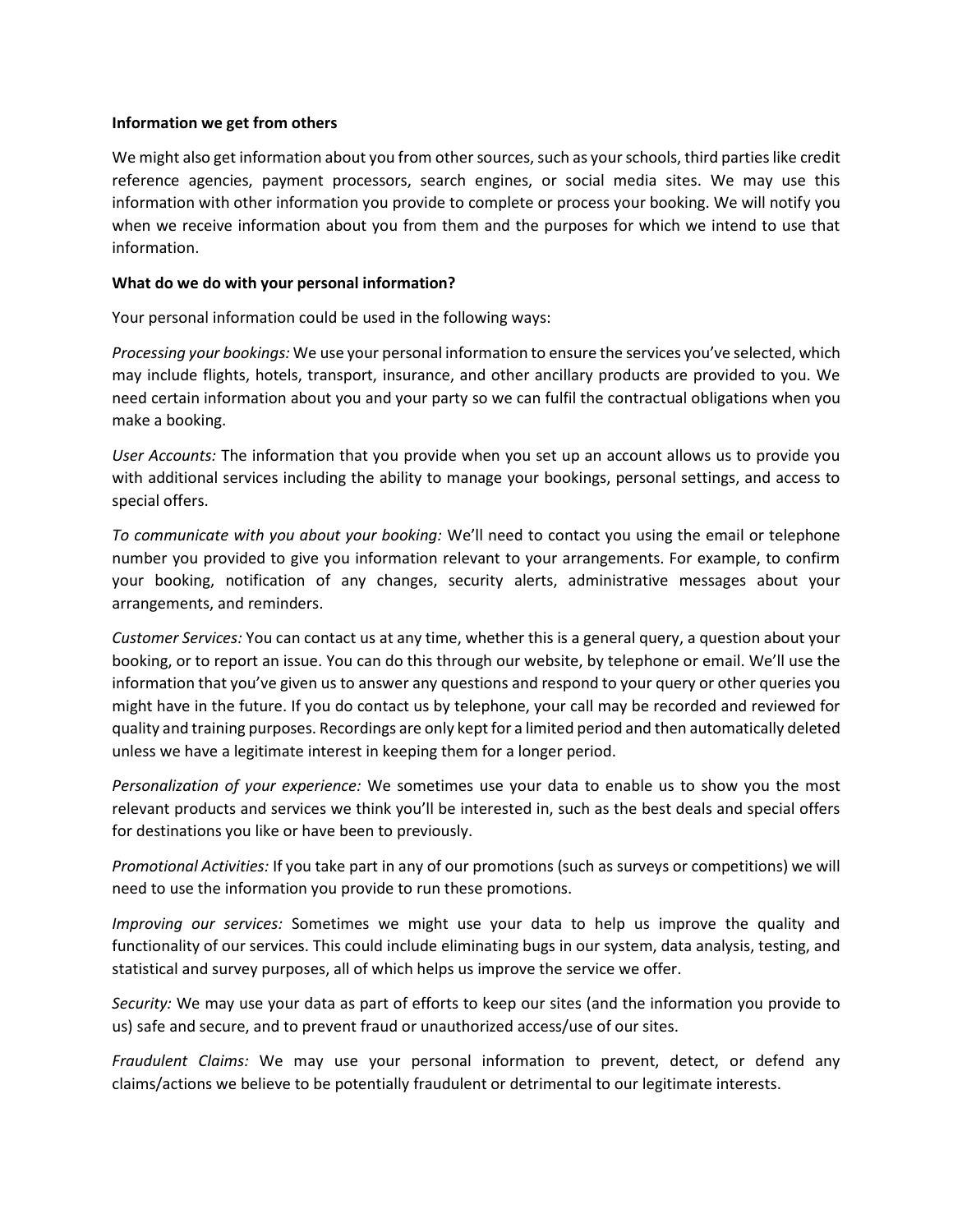**Information we get from others**

We might also get information about you from other sources, such as your schools, third parties like credit reference agencies, payment processors, search engines, or social media sites. We may use this information with other information you provide to complete or process your booking. We will notify you when we receive information about you from them and the purposes for which we intend to use that information.

**What do we do with your personal information?**

Your personal information could be used in the following ways:

*Processing your bookings:* We use your personal information to ensure the services you've selected, which may include flights, hotels, transport, insurance, and other ancillary products are provided to you. We need certain information about you and your party so we can fulfil the contractual obligations when you make a booking.

*User Accounts:* The information that you provide when you set up an account allows us to provide you with additional services including the ability to manage your bookings, personal settings, and access to special offers.

*To communicate with you about your booking:* We'll need to contact you using the email or telephone number you provided to give you information relevant to your arrangements. For example, to confirm your booking, notification of any changes, security alerts, administrative messages about your arrangements, and reminders.

*Customer Services:* You can contact us at any time, whether this is a general query, a question about your booking, or to report an issue. You can do this through our website, by telephone or email. We'll use the information that you've given us to answer any questions and respond to your query or other queries you might have in the future. If you do contact us by telephone, your call may be recorded and reviewed for quality and training purposes. Recordings are only kept for a limited period and then automatically deleted unless we have a legitimate interest in keeping them for a longer period.

*Personalization of your experience:* We sometimes use your data to enable us to show you the most relevant products and services we think you'll be interested in, such as the best deals and special offers for destinations you like or have been to previously.

*Promotional Activities:* If you take part in any of our promotions (such as surveys or competitions) we will need to use the information you provide to run these promotions.

*Improving our services:* Sometimes we might use your data to help us improve the quality and functionality of our services. This could include eliminating bugs in our system, data analysis, testing, and statistical and survey purposes, all of which helps us improve the service we offer.

*Security:* We may use your data as part of efforts to keep our sites (and the information you provide to us) safe and secure, and to prevent fraud or unauthorized access/use of our sites.

*Fraudulent Claims:* We may use your personal information to prevent, detect, or defend any claims/actions we believe to be potentially fraudulent or detrimental to our legitimate interests.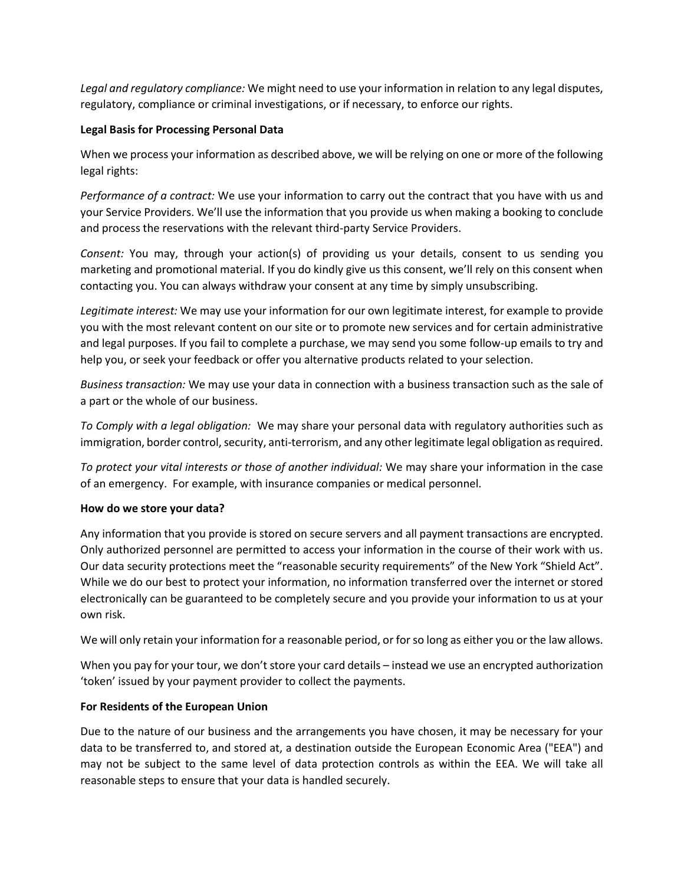*Legal and regulatory compliance:* We might need to use your information in relation to any legal disputes, regulatory, compliance or criminal investigations, or if necessary, to enforce our rights.

**Legal Basis for Processing Personal Data**

When we process your information as described above, we will be relying on one or more of the following legal rights:

*Performance of a contract:* We use your information to carry out the contract that you have with us and your Service Providers. We'll use the information that you provide us when making a booking to conclude and process the reservations with the relevant third-party Service Providers.

*Consent:* You may, through your action(s) of providing us your details, consent to us sending you marketing and promotional material. If you do kindly give us this consent, we'll rely on this consent when contacting you. You can always withdraw your consent at any time by simply unsubscribing.

*Legitimate interest:* We may use your information for our own legitimate interest, for example to provide you with the most relevant content on our site or to promote new services and for certain administrative and legal purposes. If you fail to complete a purchase, we may send you some follow-up emails to try and help you, or seek your feedback or offer you alternative products related to your selection.

*Business transaction:* We may use your data in connection with a business transaction such as the sale of a part or the whole of our business.

*To Comply with a legal obligation:* We may share your personal data with regulatory authorities such as immigration, border control, security, anti-terrorism, and any other legitimate legal obligation as required.

*To protect your vital interests or those of another individual:* We may share your information in the case of an emergency. For example, with insurance companies or medical personnel.

**How do we store your data?**

Any information that you provide is stored on secure servers and all payment transactions are encrypted. Only authorized personnel are permitted to access your information in the course of their work with us. Our data security protections meet the "reasonable security requirements" of the New York "Shield Act". While we do our best to protect your information, no information transferred over the internet or stored electronically can be guaranteed to be completely secure and you provide your information to us at your own risk.

We will only retain your information for a reasonable period, or for so long as either you or the law allows.

When you pay for your tour, we don't store your card details – instead we use an encrypted authorization 'token' issued by your payment provider to collect the payments.

**For Residents of the European Union**

Due to the nature of our business and the arrangements you have chosen, it may be necessary for your data to be transferred to, and stored at, a destination outside the European Economic Area ("EEA") and may not be subject to the same level of data protection controls as within the EEA. We will take all reasonable steps to ensure that your data is handled securely.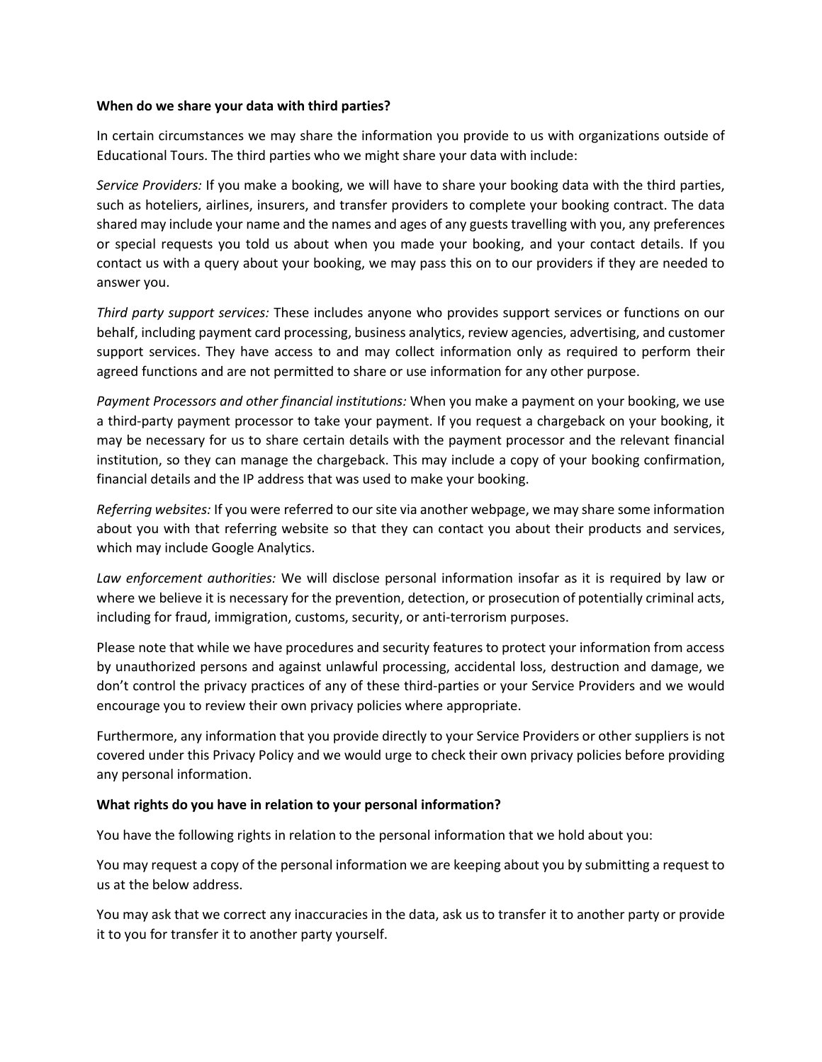**When do we share your data with third parties?**

In certain circumstances we may share the information you provide to us with organizations outside of Educational Tours. The third parties who we might share your data with include:

*Service Providers:* If you make a booking, we will have to share your booking data with the third parties, such as hoteliers, airlines, insurers, and transfer providers to complete your booking contract. The data shared may include your name and the names and ages of any guests travelling with you, any preferences or special requests you told us about when you made your booking, and your contact details. If you contact us with a query about your booking, we may pass this on to our providers if they are needed to answer you.

*Third party support services:* These includes anyone who provides support services or functions on our behalf, including payment card processing, business analytics, review agencies, advertising, and customer support services. They have access to and may collect information only as required to perform their agreed functions and are not permitted to share or use information for any other purpose.

*Payment Processors and other financial institutions:* When you make a payment on your booking, we use a third-party payment processor to take your payment. If you request a chargeback on your booking, it may be necessary for us to share certain details with the payment processor and the relevant financial institution, so they can manage the chargeback. This may include a copy of your booking confirmation, financial details and the IP address that was used to make your booking.

*Referring websites:* If you were referred to our site via another webpage, we may share some information about you with that referring website so that they can contact you about their products and services, which may include Google Analytics.

*Law enforcement authorities:* We will disclose personal information insofar as it is required by law or where we believe it is necessary for the prevention, detection, or prosecution of potentially criminal acts, including for fraud, immigration, customs, security, or anti-terrorism purposes.

Please note that while we have procedures and security features to protect your information from access by unauthorized persons and against unlawful processing, accidental loss, destruction and damage, we don't control the privacy practices of any of these third-parties or your Service Providers and we would encourage you to review their own privacy policies where appropriate.

Furthermore, any information that you provide directly to your Service Providers or other suppliers is not covered under this Privacy Policy and we would urge to check their own privacy policies before providing any personal information.

**What rights do you have in relation to your personal information?**

You have the following rights in relation to the personal information that we hold about you:

You may request a copy of the personal information we are keeping about you by submitting a request to us at the below address.

You may ask that we correct any inaccuracies in the data, ask us to transfer it to another party or provide it to you for transfer it to another party yourself.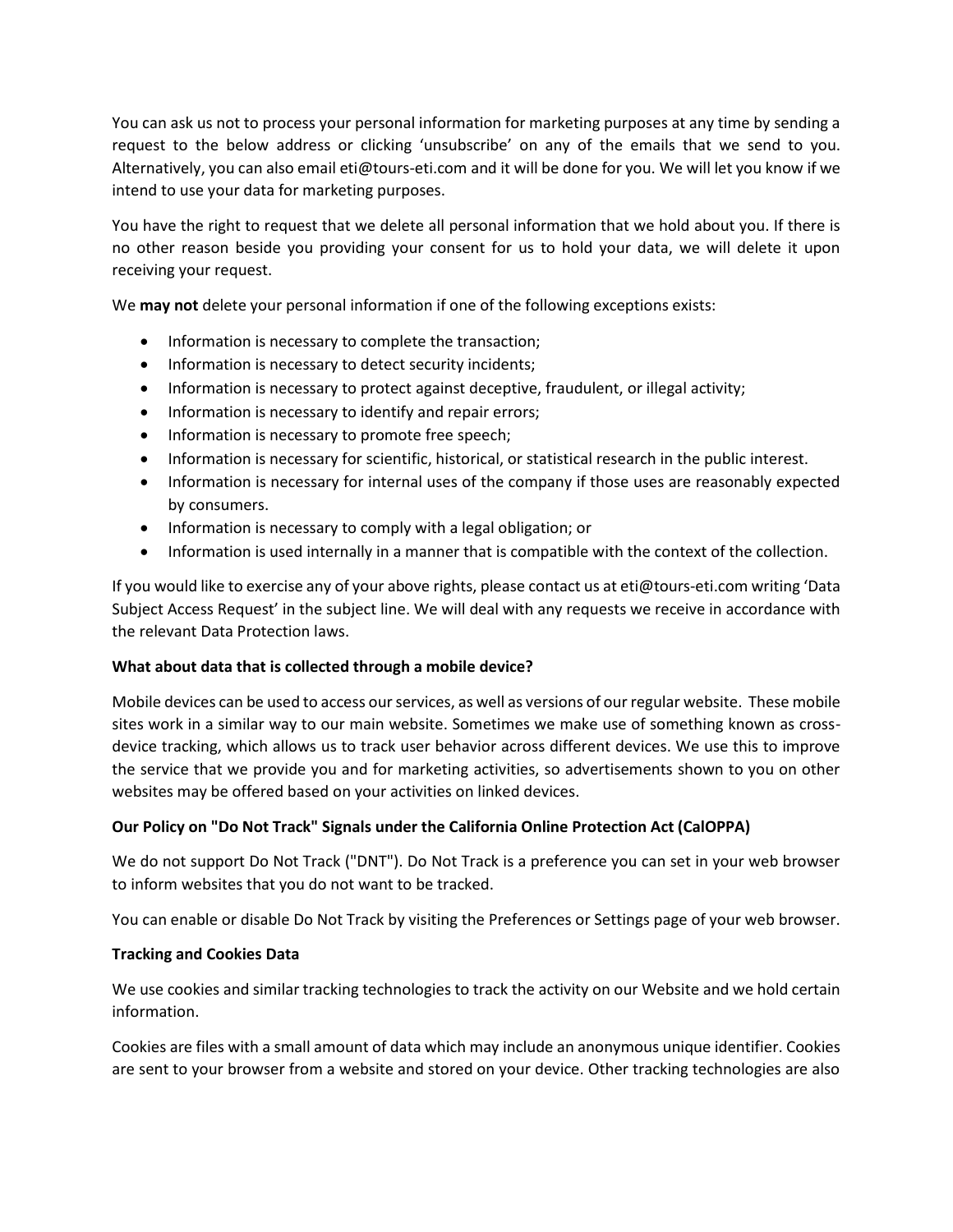You can ask us not to process your personal information for marketing purposes at any time by sending a request to the below address or clicking 'unsubscribe' on any of the emails that we send to you. Alternatively, you can also email eti@tours-eti.com and it will be done for you. We will let you know if we intend to use your data for marketing purposes.

You have the right to request that we delete all personal information that we hold about you. If there is no other reason beside you providing your consent for us to hold your data, we will delete it upon receiving your request.

We **may not** delete your personal information if one of the following exceptions exists:

- Information is necessary to complete the transaction;
- Information is necessary to detect security incidents;
- Information is necessary to protect against deceptive, fraudulent, or illegal activity;
- Information is necessary to identify and repair errors;
- Information is necessary to promote free speech;
- Information is necessary for scientific, historical, or statistical research in the public interest.
- Information is necessary for internal uses of the company if those uses are reasonably expected by consumers.
- Information is necessary to comply with a legal obligation; or
- Information is used internally in a manner that is compatible with the context of the collection.

If you would like to exercise any of your above rights, please contact us at eti@tours-eti.com writing 'Data Subject Access Request' in the subject line. We will deal with any requests we receive in accordance with the relevant Data Protection laws.

**What about data that is collected through a mobile device?**

Mobile devices can be used to access our services, as well as versions of our regular website. These mobile sites work in a similar way to our main website. Sometimes we make use of something known as cross-device tracking, which allows us to track user behavior across different devices. We use this to improve the service that we provide you and for marketing activities, so advertisements shown to you on other websites may be offered based on your activities on linked devices.

**Our Policy on "Do Not Track" Signals under the California Online Protection Act (CalOPPA)**

We do not support Do Not Track ("DNT"). Do Not Track is a preference you can set in your web browser to inform websites that you do not want to be tracked.

You can enable or disable Do Not Track by visiting the Preferences or Settings page of your web browser.

**Tracking and Cookies Data**

We use cookies and similar tracking technologies to track the activity on our Website and we hold certain information.

Cookies are files with a small amount of data which may include an anonymous unique identifier. Cookies are sent to your browser from a website and stored on your device. Other tracking technologies are also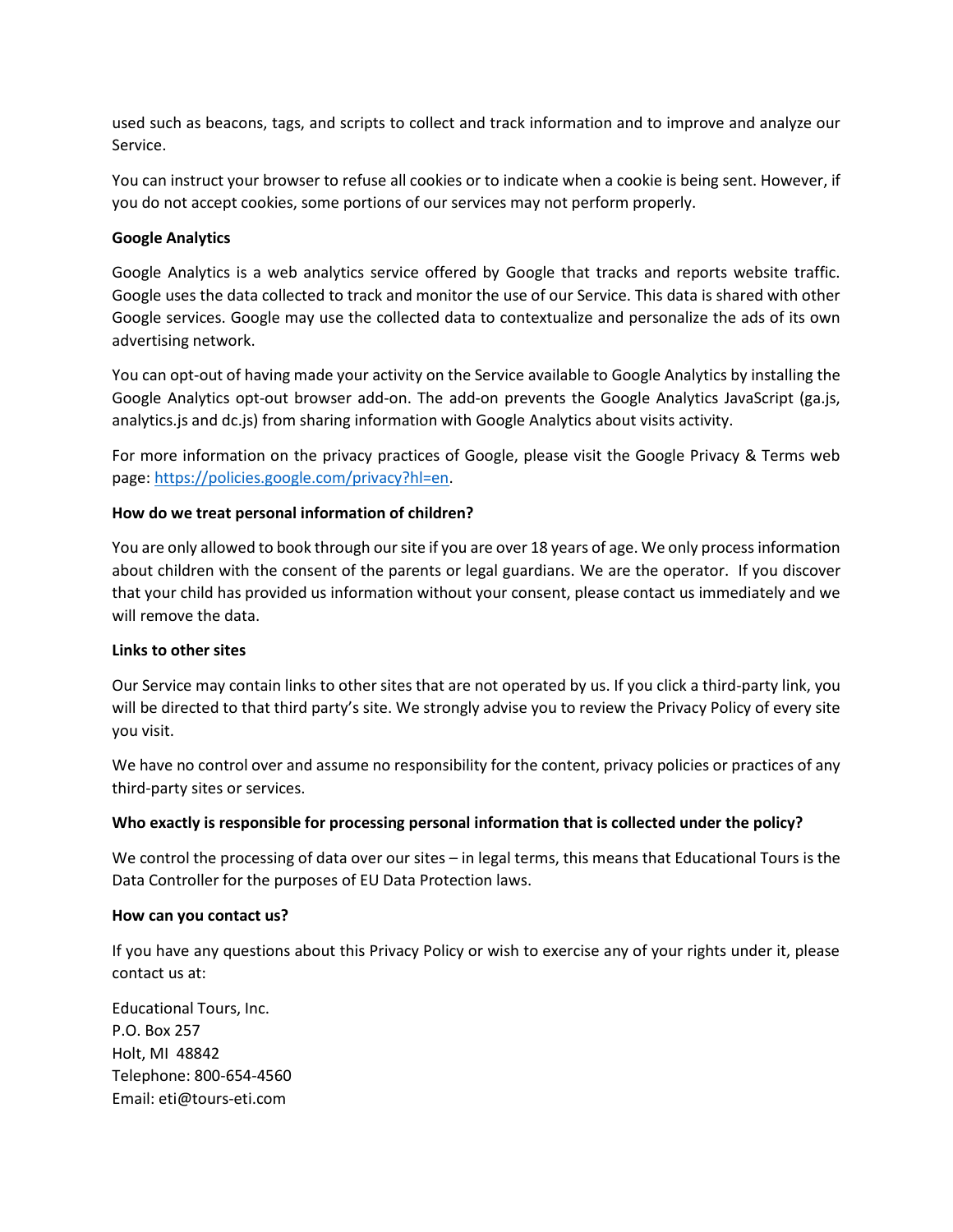used such as beacons, tags, and scripts to collect and track information and to improve and analyze our Service.

You can instruct your browser to refuse all cookies or to indicate when a cookie is being sent. However, if you do not accept cookies, some portions of our services may not perform properly.

**Google Analytics**

Google Analytics is a web analytics service offered by Google that tracks and reports website traffic. Google uses the data collected to track and monitor the use of our Service. This data is shared with other Google services. Google may use the collected data to contextualize and personalize the ads of its own advertising network.

You can opt-out of having made your activity on the Service available to Google Analytics by installing the Google Analytics opt-out browser add-on. The add-on prevents the Google Analytics JavaScript (ga.js, analytics.js and dc.js) from sharing information with Google Analytics about visits activity.

For more information on the privacy practices of Google, please visit the Google Privacy & Terms web page: [https://policies.google.com/privacy?hl=en](https://policies.google.com/privacy?hl=en).

**How do we treat personal information of children?**

You are only allowed to book through our site if you are over 18 years of age. We only process information about children with the consent of the parents or legal guardians. We are the operator. If you discover that your child has provided us information without your consent, please contact us immediately and we will remove the data.

**Links to other sites**

Our Service may contain links to other sites that are not operated by us. If you click a third-party link, you will be directed to that third party's site. We strongly advise you to review the Privacy Policy of every site you visit.

We have no control over and assume no responsibility for the content, privacy policies or practices of any third-party sites or services.

**Who exactly is responsible for processing personal information that is collected under the policy?**

We control the processing of data over our sites – in legal terms, this means that Educational Tours is the Data Controller for the purposes of EU Data Protection laws.

**How can you contact us?**

If you have any questions about this Privacy Policy or wish to exercise any of your rights under it, please contact us at:

Educational Tours, Inc.
P.O. Box 257
Holt, MI 48842
Telephone: 800-654-4560
Email: eti@tours-eti.com